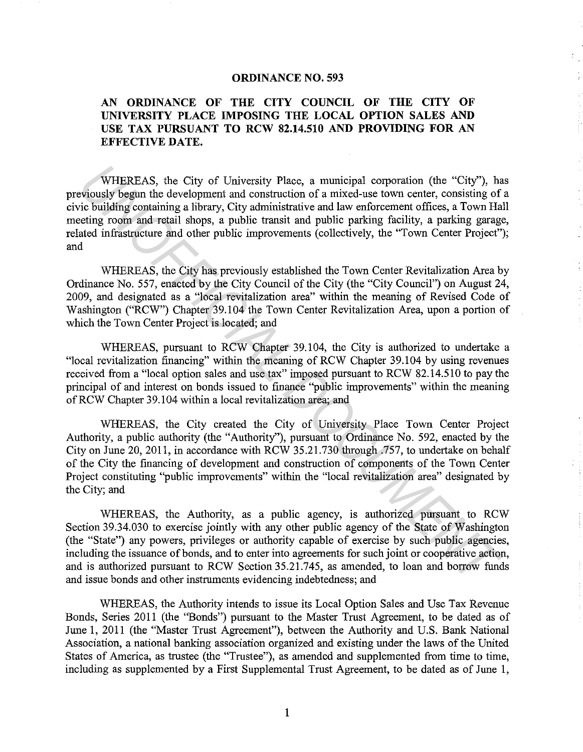# ORDINANCE NO. 593

## AN ORDINANCE OF THE CITY COUNCIL OF THE CITY OF UNIVERSITY PLACE IMPOSING THE LOCAL OPTION SALES AND USE TAX PURSUANT TO RCW 82.14.510 AND PROVIDING FOR AN EFFECTIVE DATE.

WHEREAS, the City of University Place, a municipal corporation (the "City"), has previously begun the development and construction of a mixed-use town center, consisting of a civic building containing a library, City administrative and law enforcement offices, a Town Hall meeting room and retail shops, a public transit and public parking facility, a parking garage, related infrastructure and other public improvements (collectively, the "Town Center Project"); and

WHEREAS, the City has previously established the Town Center Revitalization Area by Ordinance No. 557, enacted by the City Council of the City (the "City Council") on August 24, 2009, and designated as a "local revitalization area" within the meaning of Revised Code of Washington ("RCW") Chapter 39.104 the Town Center Revitalization Area, upon a portion of which the Town Center Project is located; and

WHEREAS, pursuant to RCW Chapter 39.104, the City is authorized to undertake a "local revitalization financing" within the meaning of RCW Chapter 39.104 by using revenues received from a "local option sales and use tax" imposed pursuant to RCW 82.14.510 to pay the principal of and interest on bonds issued to finance "public improvements" within the meaning of RCW Chapter 39.104 within a local revitalization area; and

WHEREAS, the City created the City of University Place Town Center Project Authority, a public authority (the "Authority"), pursuant to Ordinance No. 592, enacted by the City on June 20, 2011, in accordance with RCW 35.21.730 through .757, to undertake on behalf of the City the financing of development and construction of components of the Town Center Project constituting "public improvements" within the "local revitalization area" designated by the City; and

WHEREAS, the Authority, as a public agency, is authorized pursuant to RCW Section 39.34.030 to exercise jointly with any other public agency of the State of Washington (the "State") any powers, privileges or authority capable of exercise by such public agencies, including the issuance of bonds, and to enter into agreements for such joint or cooperative action, and is authorized pursuant to RCW Section 35.21.745, as amended, to loan and borrow funds and issue bonds and other instruments evidencing indebtedness; and

WHEREAS, the Authority intends to issue its Local Option Sales and Use Tax Revenue Bonds, Series 2011 (the "Bonds") pursuant to the Master Trust Agreement, to be dated as of June 1, 2011 (the "Master Trust Agreement"), between the Authority and U.S. Bank National Association, a national banking association organized and existing under the laws of the United States of America, as trustee (the "Trustee"), as amended and supplemented from time to time, including as supplemented by a First Supplemental Trust Agreement, to be dated as of June 1,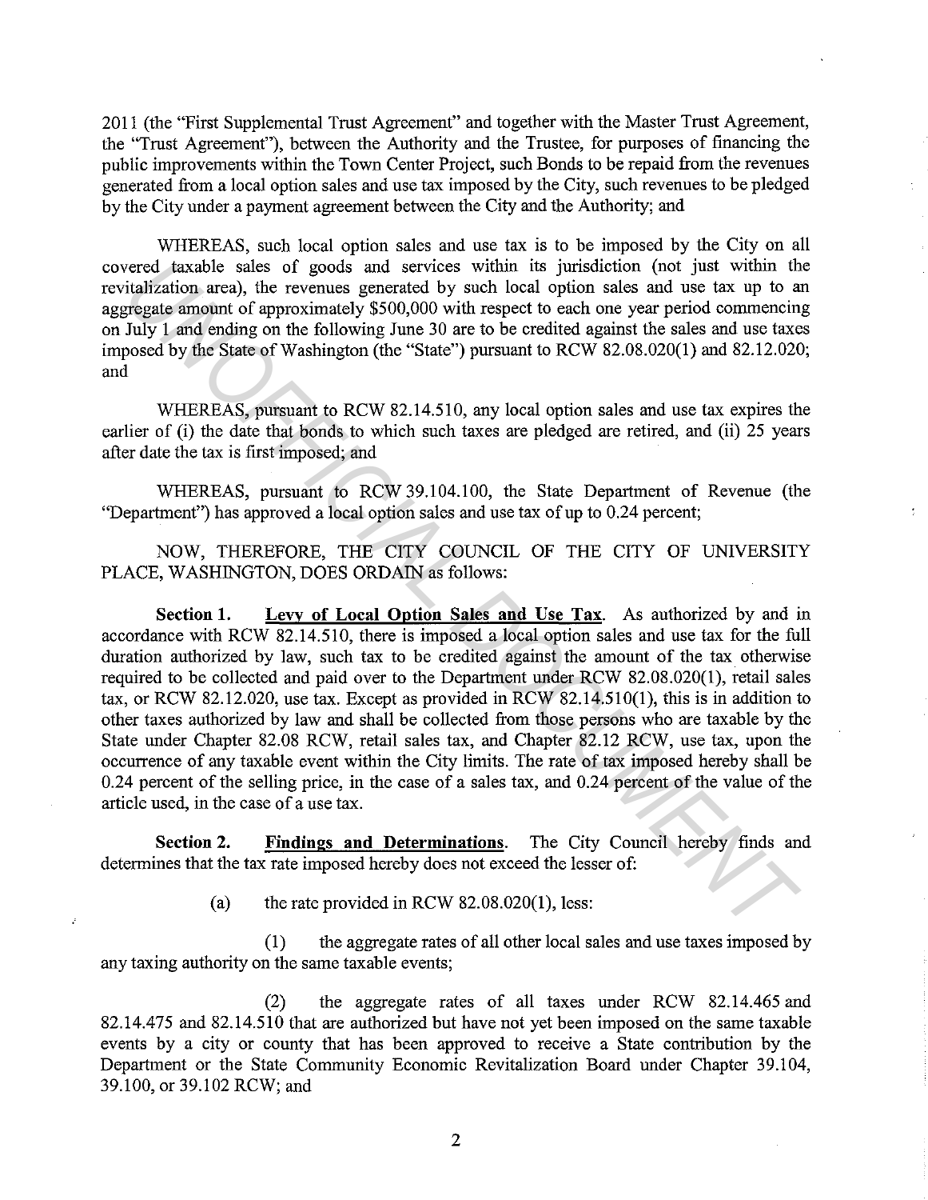2011 (the "First Supplemental Trust Agreement" and together with the Master Trust Agreement, the "Trust Agreement"), between the Authority and the Trustee, for purposes of financing the public improvements within the Town Center Project, such Bonds to be repaid from the revenues generated from a local option sales and use tax imposed by the City, such revenues to be pledged by the City under a payment agreement between the City and the Authority; and

WHEREAS, such local option sales and use tax is to be imposed by the City on all covered taxable sales of goods and services within its jurisdiction (not just within the revitalization area), the revenues generated by such local option sales and use tax up to an aggregate amount of approximately $500,000 with respect to each one year period commencing on July 1 and ending on the following June 30 are to be credited against the sales and use taxes imposed by the State of Washington (the "State") pursuant to RCW 82.08.020(1) and 82.12.020; and

WHEREAS, pursuant to RCW 82.14.510, any local option sales and use tax expires the earlier of (i) the date that bonds to which such taxes are pledged are retired, and (ii) 25 years after date the tax is first imposed; and

WHEREAS, pursuant to RCW 39.104.100, the State Department of Revenue (the "Department") has approved a local option sales and use tax of up to 0.24 percent;

NOW, THEREFORE, THE CITY COUNCIL OF THE CITY OF UNIVERSITY PLACE, WASHINGTON, DOES ORDAIN as follows:

**Section 1.** **Levy of Local Option Sales and Use Tax**. As authorized by and in accordance with RCW 82.14.510, there is imposed a local option sales and use tax for the full duration authorized by law, such tax to be credited against the amount of the tax otherwise required to be collected and paid over to the Department under RCW 82.08.020(1), retail sales tax, or RCW 82.12.020, use tax. Except as provided in RCW 82.14.510(1), this is in addition to other taxes authorized by law and shall be collected from those persons who are taxable by the State under Chapter 82.08 RCW, retail sales tax, and Chapter 82.12 RCW, use tax, upon the occurrence of any taxable event within the City limits. The rate of tax imposed hereby shall be 0.24 percent of the selling price, in the case of a sales tax, and 0.24 percent of the value of the article used, in the case of a use tax.

**Section 2.** **Findings and Determinations**. The City Council hereby finds and determines that the tax rate imposed hereby does not exceed the lesser of:

(a) the rate provided in RCW 82.08.020(1), less:

(1) the aggregate rates of all other local sales and use taxes imposed by any taxing authority on the same taxable events;

(2) the aggregate rates of all taxes under RCW 82.14.465 and 82.14.475 and 82.14.510 that are authorized but have not yet been imposed on the same taxable events by a city or county that has been approved to receive a State contribution by the Department or the State Community Economic Revitalization Board under Chapter 39.104, 39.100, or 39.102 RCW; and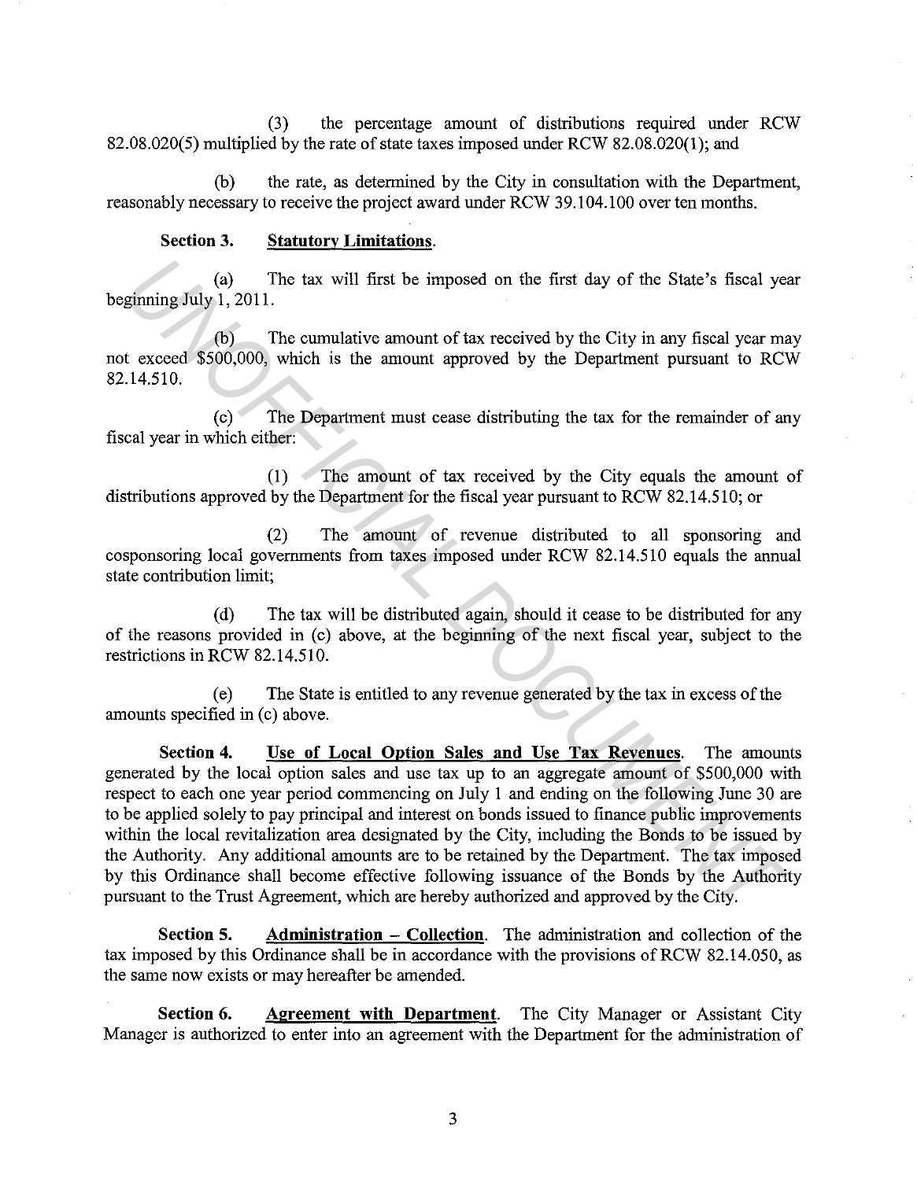(3) the percentage amount of distributions required under RCW 82.08.020(5) multiplied by the rate of state taxes imposed under RCW 82.08.020(1); and

(b) the rate, as determined by the City in consultation with the Department, reasonably necessary to receive the project award under RCW 39.104.100 over ten months.

**Section 3. Statutory Limitations.**

(a) The tax will first be imposed on the first day of the State's fiscal year beginning July 1, 2011.

(b) The cumulative amount of tax received by the City in any fiscal year may not exceed $500,000, which is the amount approved by the Department pursuant to RCW 82.14.510.

(c) The Department must cease distributing the tax for the remainder of any fiscal year in which either:

(1) The amount of tax received by the City equals the amount of distributions approved by the Department for the fiscal year pursuant to RCW 82.14.510; or

(2) The amount of revenue distributed to all sponsoring and cosponsoring local governments from taxes imposed under RCW 82.14.510 equals the annual state contribution limit;

(d) The tax will be distributed again, should it cease to be distributed for any of the reasons provided in (c) above, at the beginning of the next fiscal year, subject to the restrictions in RCW 82.14.510.

(e) The State is entitled to any revenue generated by the tax in excess of the amounts specified in (c) above.

**Section 4. Use of Local Option Sales and Use Tax Revenues.** The amounts generated by the local option sales and use tax up to an aggregate amount of $500,000 with respect to each one year period commencing on July 1 and ending on the following June 30 are to be applied solely to pay principal and interest on bonds issued to finance public improvements within the local revitalization area designated by the City, including the Bonds to be issued by the Authority. Any additional amounts are to be retained by the Department. The tax imposed by this Ordinance shall become effective following issuance of the Bonds by the Authority pursuant to the Trust Agreement, which are hereby authorized and approved by the City.

**Section 5. Administration – Collection.** The administration and collection of the tax imposed by this Ordinance shall be in accordance with the provisions of RCW 82.14.050, as the same now exists or may hereafter be amended.

**Section 6. Agreement with Department.** The City Manager or Assistant City Manager is authorized to enter into an agreement with the Department for the administration of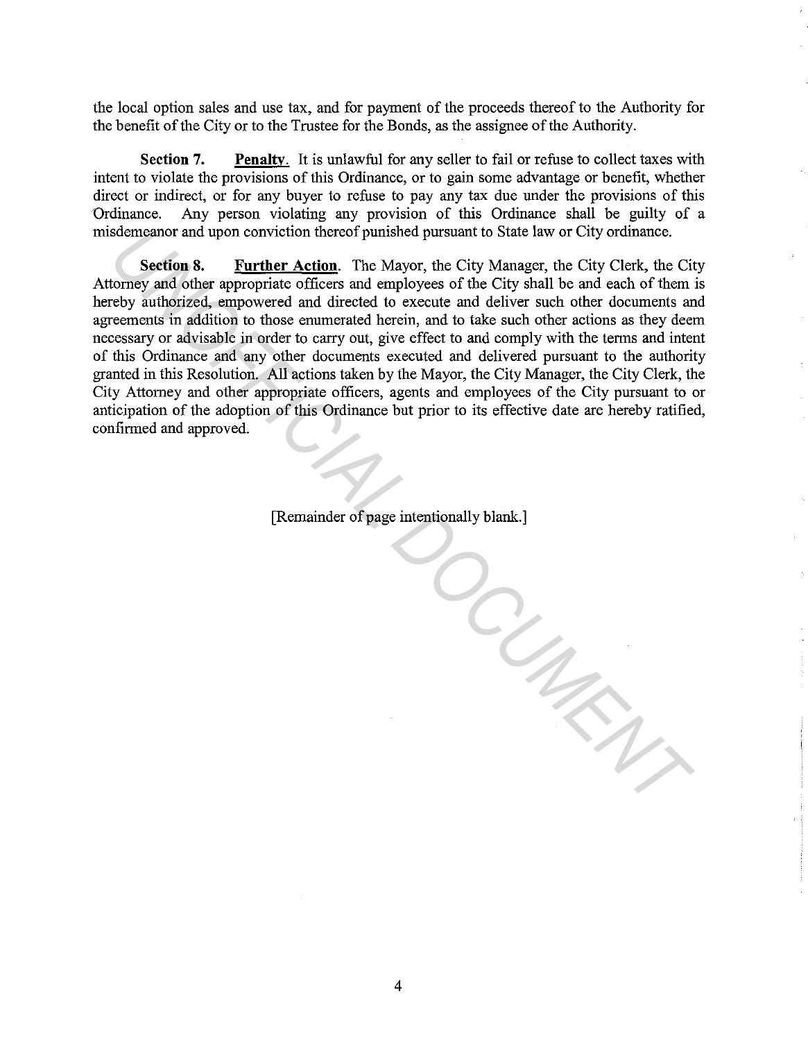the local option sales and use tax, and for payment of the proceeds thereof to the Authority for the benefit of the City or to the Trustee for the Bonds, as the assignee of the Authority.

**Section 7.** **Penalty**. It is unlawful for any seller to fail or refuse to collect taxes with intent to violate the provisions of this Ordinance, or to gain some advantage or benefit, whether direct or indirect, or for any buyer to refuse to pay any tax due under the provisions of this Ordinance. Any person violating any provision of this Ordinance shall be guilty of a misdemeanor and upon conviction thereof punished pursuant to State law or City ordinance.

**Section 8.** **Further Action**. The Mayor, the City Manager, the City Clerk, the City Attorney and other appropriate officers and employees of the City shall be and each of them is hereby authorized, empowered and directed to execute and deliver such other documents and agreements in addition to those enumerated herein, and to take such other actions as they deem necessary or advisable in order to carry out, give effect to and comply with the terms and intent of this Ordinance and any other documents executed and delivered pursuant to the authority granted in this Resolution. All actions taken by the Mayor, the City Manager, the City Clerk, the City Attorney and other appropriate officers, agents and employees of the City pursuant to or anticipation of the adoption of this Ordinance but prior to its effective date are hereby ratified, confirmed and approved.

[Remainder of page intentionally blank.]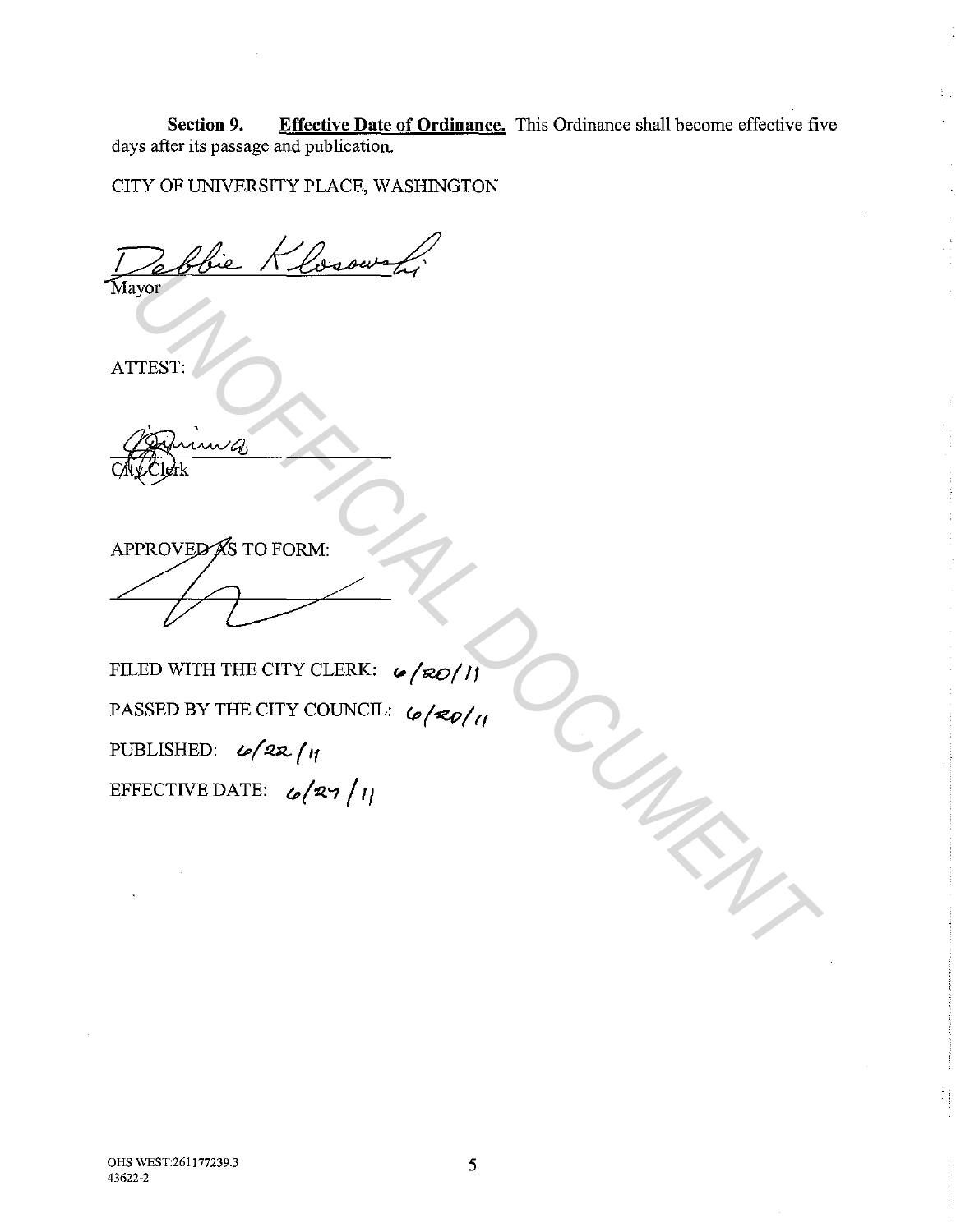**Section 9.** **Effective Date of Ordinance.** This Ordinance shall become effective five days after its passage and publication.

CITY OF UNIVERSITY PLACE, WASHINGTON

Debbie Klosowski

Mayor

ATTEST:

City Clerk

APPROVED AS TO FORM:

FILED WITH THE CITY CLERK: 6/20/11

PASSED BY THE CITY COUNCIL: 6/20/11

PUBLISHED: 6/22/11

EFFECTIVE DATE: 6/27/11

UNOFFICIAL DOCUMENT

OHS WEST:261177239.3
43622-2